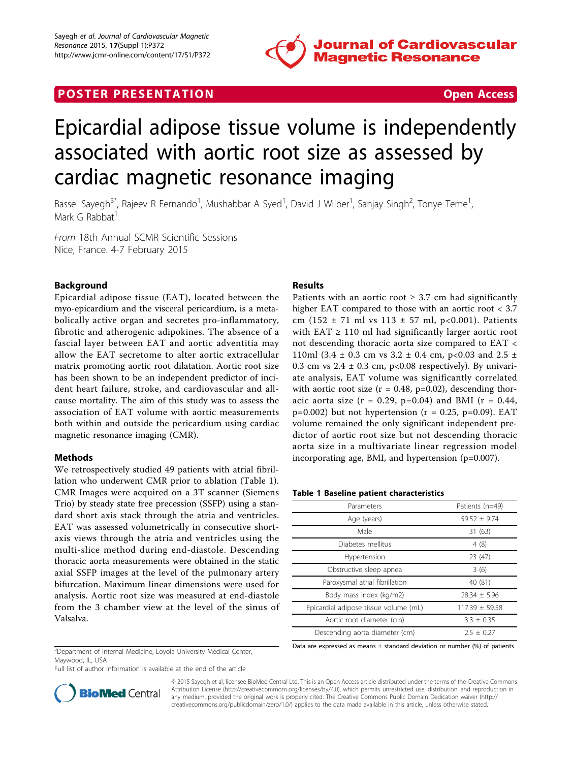POSTER PRESENTATION | Open Access

# Epicardial adipose tissue volume is independently associated with aortic root size as assessed by cardiac magnetic resonance imaging

Bassel Sayegh[3*], Rajeev R Fernando[1], Mushabbar A Syed[1], David J Wilber[1], Sanjay Singh[2], Tonye Teme[1], Mark G Rabbat[1]

*From* 18th Annual SCMR Scientific Sessions
Nice, France. 4-7 February 2015

## Background

Epicardial adipose tissue (EAT), located between the myo-epicardium and the visceral pericardium, is a metabolically active organ and secretes pro-inflammatory, fibrotic and atherogenic adipokines. The absence of a fascial layer between EAT and aortic adventitia may allow the EAT secretome to alter aortic extracellular matrix promoting aortic root dilatation. Aortic root size has been shown to be an independent predictor of incident heart failure, stroke, and cardiovascular and all-cause mortality. The aim of this study was to assess the association of EAT volume with aortic measurements both within and outside the pericardium using cardiac magnetic resonance imaging (CMR).

## Methods

We retrospectively studied 49 patients with atrial fibrillation who underwent CMR prior to ablation (Table 1). CMR Images were acquired on a 3T scanner (Siemens Trio) by steady state free precession (SSFP) using a standard short axis stack through the atria and ventricles. EAT was assessed volumetrically in consecutive short-axis views through the atria and ventricles using the multi-slice method during end-diastole. Descending thoracic aorta measurements were obtained in the static axial SSFP images at the level of the pulmonary artery bifurcation. Maximum linear dimensions were used for analysis. Aortic root size was measured at end-diastole from the 3 chamber view at the level of the sinus of Valsalva.

## Results

Patients with an aortic root $\geq 3.7$ cm had significantly higher EAT compared to those with an aortic root $< 3.7$ cm ($152 \pm 71$ ml vs $113 \pm 57$ ml, $p<0.001$). Patients with EAT $\geq 110$ ml had significantly larger aortic root not descending thoracic aorta size compared to EAT $<$ 110ml ($3.4 \pm 0.3$ cm vs $3.2 \pm 0.4$ cm, $p<0.03$ and $2.5 \pm 0.3$ cm vs $2.4 \pm 0.3$ cm, $p<0.08$ respectively). By univariate analysis, EAT volume was significantly correlated with aortic root size ($r = 0.48$, $p=0.02$), descending thoracic aorta size ($r = 0.29$, $p=0.04$) and BMI ($r = 0.44$, $p=0.002$) but not hypertension ($r = 0.25$, $p=0.09$). EAT volume remained the only significant independent predictor of aortic root size but not descending thoracic aorta size in a multivariate linear regression model incorporating age, BMI, and hypertension ($p=0.007$).

**Table 1 Baseline patient characteristics**

| Parameters | Patients (n=49) |
|---|---|
| Age (years) | 59.52 ± 9.74 |
| Male | 31 (63) |
| Diabetes mellitus | 4 (8) |
| Hypertension | 23 (47) |
| Obstructive sleep apnea | 3 (6) |
| Paroxysmal atrial fibrillation | 40 (81) |
| Body mass index (kg/m2) | 28.34 ± 5.96 |
| Epicardial adipose tissue volume (mL) | 117.39 ± 59.58 |
| Aortic root diameter (cm) | 3.3 ± 0.35 |
| Descending aorta diameter (cm) | 2.5 ± 0.27 |

Data are expressed as means ± standard deviation or number (%) of patients

[3]Department of Internal Medicine, Loyola University Medical Center, Maywood, IL, USA
Full list of author information is available at the end of the article

© 2015 Sayegh et al; licensee BioMed Central Ltd. This is an Open Access article distributed under the terms of the Creative Commons Attribution License (http://creativecommons.org/licenses/by/4.0), which permits unrestricted use, distribution, and reproduction in any medium, provided the original work is properly cited. The Creative Commons Public Domain Dedication waiver (http://creativecommons.org/publicdomain/zero/1.0/) applies to the data made available in this article, unless otherwise stated.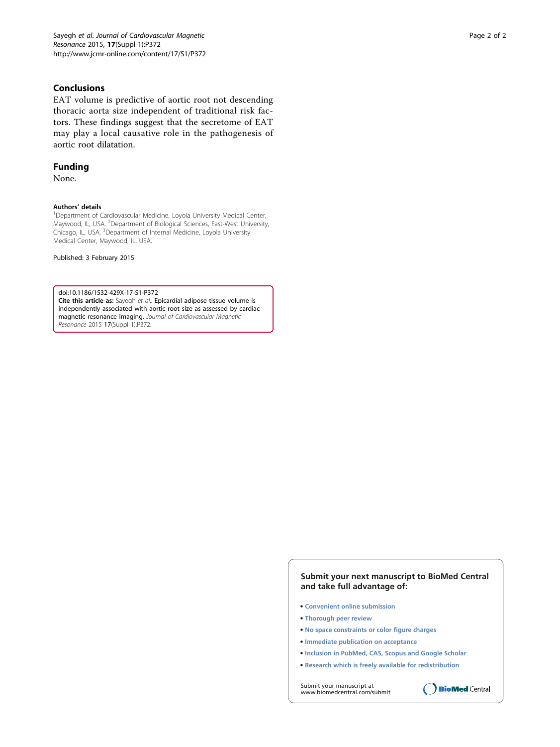## Conclusions

EAT volume is predictive of aortic root not descending thoracic aorta size independent of traditional risk factors. These findings suggest that the secretome of EAT may play a local causative role in the pathogenesis of aortic root dilatation.

## Funding

None.

#### Authors' details

[1]Department of Cardiovascular Medicine, Loyola University Medical Center, Maywood, IL, USA. [2]Department of Biological Sciences, East-West University, Chicago, IL, USA. [3]Department of Internal Medicine, Loyola University Medical Center, Maywood, IL, USA.

Published: 3 February 2015

doi:10.1186/1532-429X-17-S1-P372
**Cite this article as:** Sayegh *et al.*: Epicardial adipose tissue volume is independently associated with aortic root size as assessed by cardiac magnetic resonance imaging. *Journal of Cardiovascular Magnetic Resonance* 2015 **17**(Suppl 1):P372.

**Submit your next manuscript to BioMed Central and take full advantage of:**

- **Convenient online submission**
- **Thorough peer review**
- **No space constraints or color figure charges**
- **Immediate publication on acceptance**
- **Inclusion in PubMed, CAS, Scopus and Google Scholar**
- **Research which is freely available for redistribution**

Submit your manuscript at
www.biomedcentral.com/submit

BioMed Central